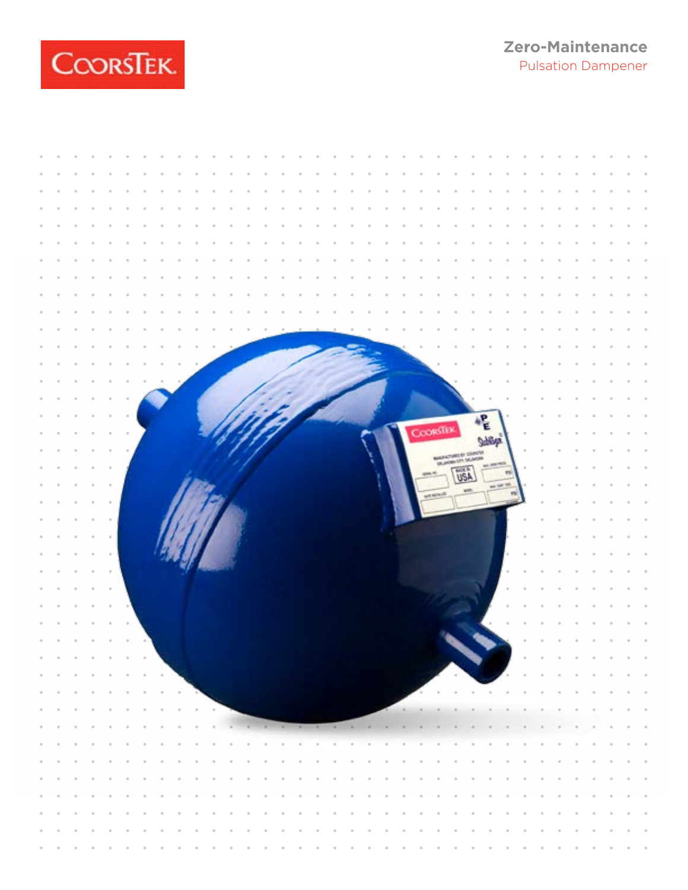# Zero-Maintenance

## Pulsation Dampener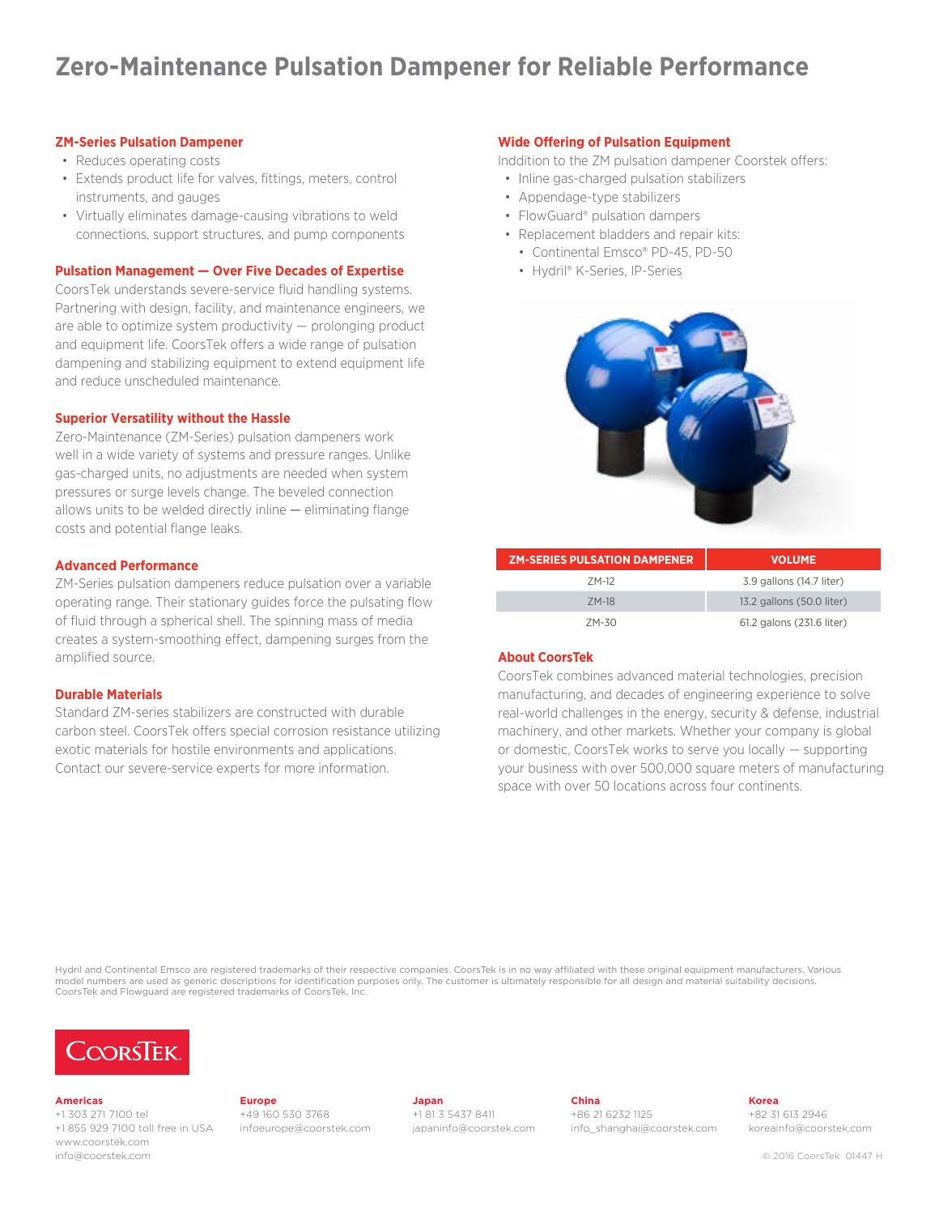# Zero-Maintenance Pulsation Dampener for Reliable Performance

## ZM-Series Pulsation Dampener

- Reduces operating costs
- Extends product life for valves, fittings, meters, control instruments, and gauges
- Virtually eliminates damage-causing vibrations to weld connections, support structures, and pump components

## Pulsation Management — Over Five Decades of Expertise

CoorsTek understands severe-service fluid handling systems. Partnering with design, facility, and maintenance engineers, we are able to optimize system productivity — prolonging product and equipment life. CoorsTek offers a wide range of pulsation dampening and stabilizing equipment to extend equipment life and reduce unscheduled maintenance.

## Superior Versatility without the Hassle

Zero-Maintenance (ZM-Series) pulsation dampeners work well in a wide variety of systems and pressure ranges. Unlike gas-charged units, no adjustments are needed when system pressures or surge levels change. The beveled connection allows units to be welded directly inline — eliminating flange costs and potential flange leaks.

## Advanced Performance

ZM-Series pulsation dampeners reduce pulsation over a variable operating range. Their stationary guides force the pulsating flow of fluid through a spherical shell. The spinning mass of media creates a system-smoothing effect, dampening surges from the amplified source.

## Durable Materials

Standard ZM-series stabilizers are constructed with durable carbon steel. CoorsTek offers special corrosion resistance utilizing exotic materials for hostile environments and applications. Contact our severe-service experts for more information.

## Wide Offering of Pulsation Equipment

Inddition to the ZM pulsation dampener Coorstek offers:

- Inline gas-charged pulsation stabilizers
- Appendage-type stabilizers
- FlowGuard® pulsation dampers
- Replacement bladders and repair kits:
  - Continental Emsco® PD-45, PD-50
  - Hydril® K-Series, IP-Series

| ZM-SERIES PULSATION DAMPENER | VOLUME |
|---|---|
| ZM-12 | 3.9 gallons (14.7 liter) |
| ZM-18 | 13.2 gallons (50.0 liter) |
| ZM-30 | 61.2 galons (231.6 liter) |

## About CoorsTek

CoorsTek combines advanced material technologies, precision manufacturing, and decades of engineering experience to solve real-world challenges in the energy, security & defense, industrial machinery, and other markets. Whether your company is global or domestic, CoorsTek works to serve you locally — supporting your business with over 500,000 square meters of manufacturing space with over 50 locations across four continents.

Hydril and Continental Emsco are registered trademarks of their respective companies. CoorsTek is in no way affiliated with these original equipment manufacturers. Various model numbers are used as generic descriptions for identification purposes only. The customer is ultimately responsible for all design and material suitability decisions. CoorsTek and Flowguard are registered trademarks of CoorsTek, Inc.

CoorsTek.

**Americas**
+1 303 271 7100 tel
+1 855 929 7100 toll free in USA
www.coorstek.com
info@coorstek.com

**Europe**
+49 160 530 3768
infoeurope@coorstek.com

**Japan**
+81 3 5437 8411
japaninfo@coorstek.com

**China**
+86 21 6232 1125
info_shanghai@coorstek.com

**Korea**
+82 31 613 2946
koreainfo@coorstek.com

© 2016 CoorsTek 01447 H